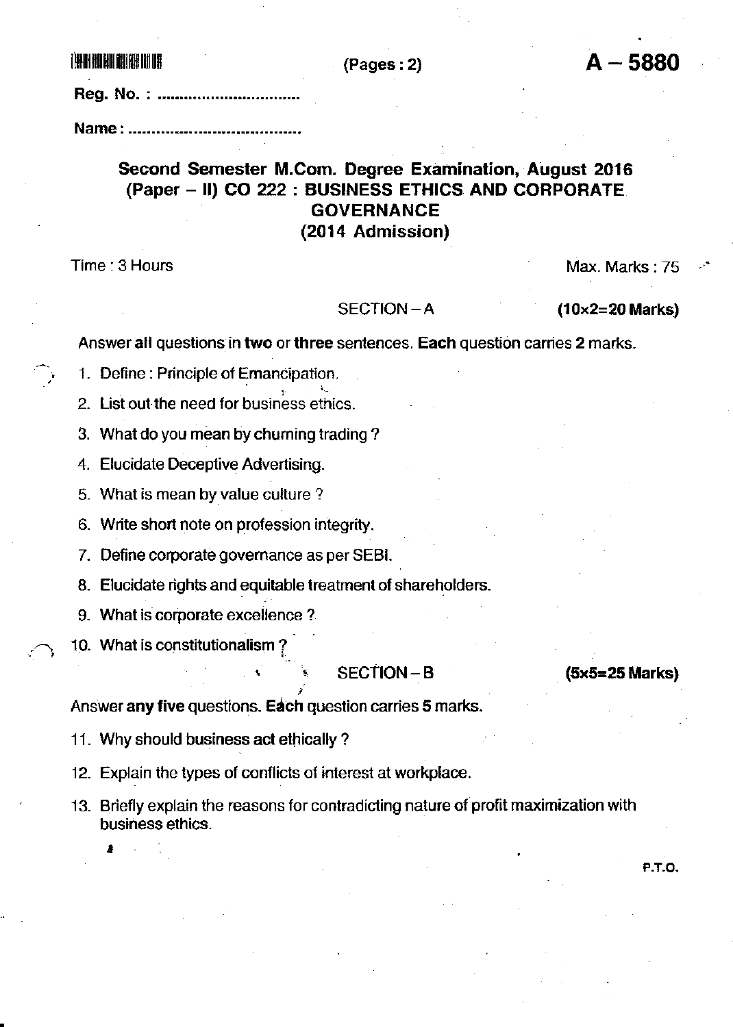(Pages : 2)

**A – 5880**

Reg. No. : ..............................

Name : ..................................

# Second Semester M.Com. Degree Examination, August 2016
## (Paper – II) CO 222 : BUSINESS ETHICS AND CORPORATE GOVERNANCE
### (2014 Admission)

Time : 3 Hours

Max. Marks : 75

SECTION – A **(10x2=20 Marks)**

Answer **all** questions in **two** or **three** sentences. **Each** question carries **2** marks.

1. Define : Principle of Emancipation.
2. List out the need for business ethics.
3. What do you mean by churning trading ?
4. Elucidate Deceptive Advertising.
5. What is mean by value culture ?
6. Write short note on profession integrity.
7. Define corporate governance as per SEBI.
8. Elucidate rights and equitable treatment of shareholders.
9. What is corporate excellence ?
10. What is constitutionalism ?

SECTION – B **(5x5=25 Marks)**

Answer **any five** questions. **Each** question carries **5** marks.

11. Why should business act ethically ?
12. Explain the types of conflicts of interest at workplace.
13. Briefly explain the reasons for contradicting nature of profit maximization with business ethics.

P.T.O.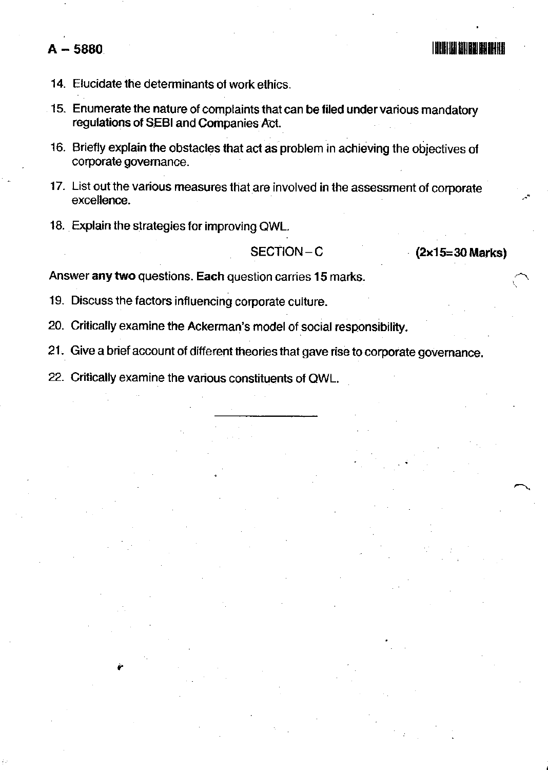14. Elucidate the determinants of work ethics.

15. Enumerate the nature of complaints that can be filed under various mandatory regulations of SEBI and Companies Act.

16. Briefly explain the obstacles that act as problem in achieving the objectives of corporate governance.

17. List out the various measures that are involved in the assessment of corporate excellence.

18. Explain the strategies for improving QWL.

## SECTION – C

**(2x15=30 Marks)**

Answer **any two** questions. **Each** question carries **15** marks.

19. Discuss the factors influencing corporate culture.

20. Critically examine the Ackerman's model of social responsibility.

21. Give a brief account of different theories that gave rise to corporate governance.

22. Critically examine the various constituents of QWL.